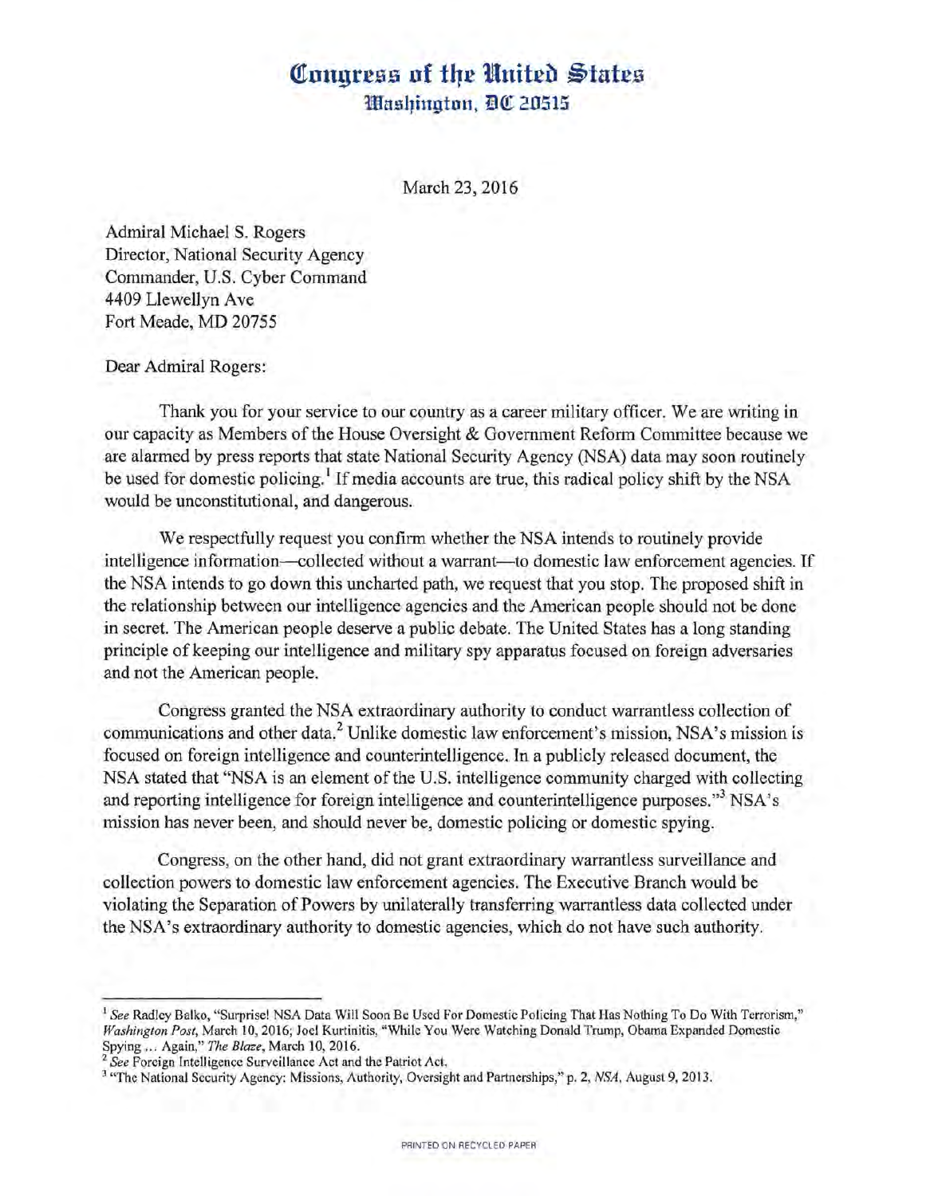# Congress of the United States
## Washington, DC 20515

March 23, 2016

Admiral Michael S. Rogers
Director, National Security Agency
Commander, U.S. Cyber Command
4409 Llewellyn Ave
Fort Meade, MD 20755

Dear Admiral Rogers:

Thank you for your service to our country as a career military officer. We are writing in our capacity as Members of the House Oversight & Government Reform Committee because we are alarmed by press reports that state National Security Agency (NSA) data may soon routinely be used for domestic policing.[1] If media accounts are true, this radical policy shift by the NSA would be unconstitutional, and dangerous.

We respectfully request you confirm whether the NSA intends to routinely provide intelligence information—collected without a warrant—to domestic law enforcement agencies. If the NSA intends to go down this uncharted path, we request that you stop. The proposed shift in the relationship between our intelligence agencies and the American people should not be done in secret. The American people deserve a public debate. The United States has a long standing principle of keeping our intelligence and military spy apparatus focused on foreign adversaries and not the American people.

Congress granted the NSA extraordinary authority to conduct warrantless collection of communications and other data.[2] Unlike domestic law enforcement's mission, NSA's mission is focused on foreign intelligence and counterintelligence. In a publicly released document, the NSA stated that "NSA is an element of the U.S. intelligence community charged with collecting and reporting intelligence for foreign intelligence and counterintelligence purposes."[3] NSA's mission has never been, and should never be, domestic policing or domestic spying.

Congress, on the other hand, did not grant extraordinary warrantless surveillance and collection powers to domestic law enforcement agencies. The Executive Branch would be violating the Separation of Powers by unilaterally transferring warrantless data collected under the NSA's extraordinary authority to domestic agencies, which do not have such authority.

---

[1] *See* Radley Balko, "Surprise! NSA Data Will Soon Be Used For Domestic Policing That Has Nothing To Do With Terrorism," *Washington Post*, March 10, 2016; Joel Kurtinitis, "While You Were Watching Donald Trump, Obama Expanded Domestic Spying ... Again," *The Blaze*, March 10, 2016.

[2] *See* Foreign Intelligence Surveillance Act and the Patriot Act.

[3] "The National Security Agency: Missions, Authority, Oversight and Partnerships," p. 2, *NSA*, August 9, 2013.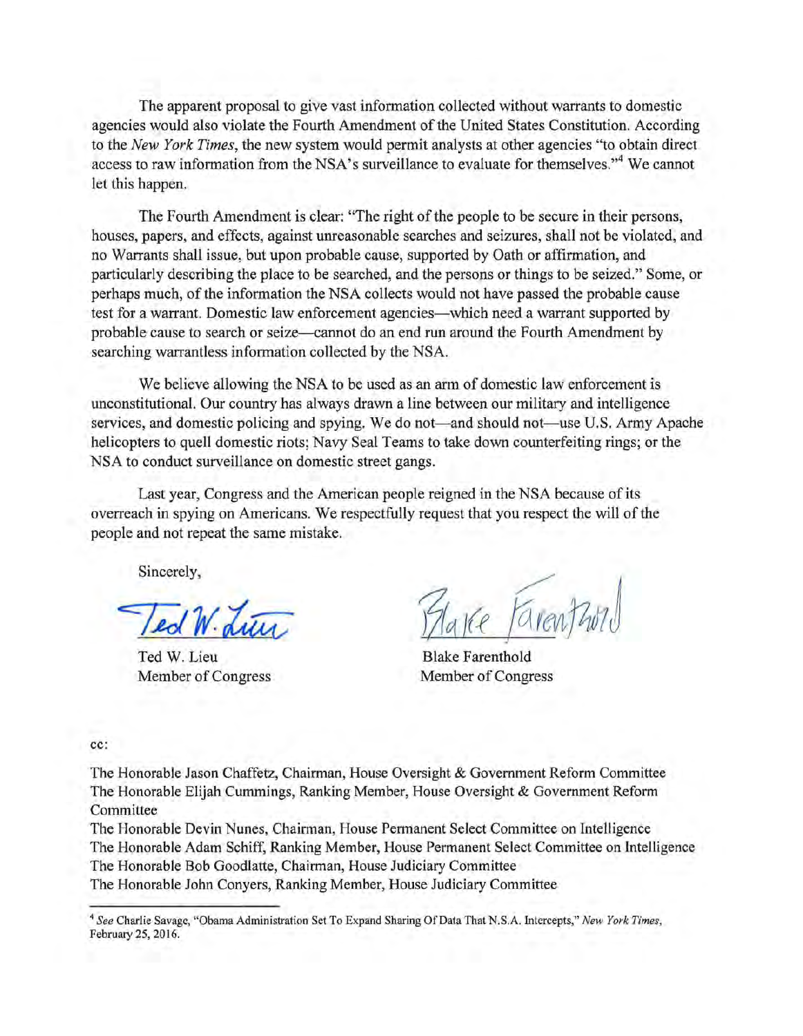The apparent proposal to give vast information collected without warrants to domestic agencies would also violate the Fourth Amendment of the United States Constitution. According to the *New York Times*, the new system would permit analysts at other agencies "to obtain direct access to raw information from the NSA's surveillance to evaluate for themselves."[4] We cannot let this happen.

The Fourth Amendment is clear: "The right of the people to be secure in their persons, houses, papers, and effects, against unreasonable searches and seizures, shall not be violated, and no Warrants shall issue, but upon probable cause, supported by Oath or affirmation, and particularly describing the place to be searched, and the persons or things to be seized." Some, or perhaps much, of the information the NSA collects would not have passed the probable cause test for a warrant. Domestic law enforcement agencies—which need a warrant supported by probable cause to search or seize—cannot do an end run around the Fourth Amendment by searching warrantless information collected by the NSA.

We believe allowing the NSA to be used as an arm of domestic law enforcement is unconstitutional. Our country has always drawn a line between our military and intelligence services, and domestic policing and spying. We do not—and should not—use U.S. Army Apache helicopters to quell domestic riots; Navy Seal Teams to take down counterfeiting rings; or the NSA to conduct surveillance on domestic street gangs.

Last year, Congress and the American people reigned in the NSA because of its overreach in spying on Americans. We respectfully request that you respect the will of the people and not repeat the same mistake.

Sincerely,

Ted W. Lieu
Member of Congress

Blake Farenthold
Member of Congress

cc:

The Honorable Jason Chaffetz, Chairman, House Oversight & Government Reform Committee
The Honorable Elijah Cummings, Ranking Member, House Oversight & Government Reform Committee
The Honorable Devin Nunes, Chairman, House Permanent Select Committee on Intelligence
The Honorable Adam Schiff, Ranking Member, House Permanent Select Committee on Intelligence
The Honorable Bob Goodlatte, Chairman, House Judiciary Committee
The Honorable John Conyers, Ranking Member, House Judiciary Committee

---

[4] *See* Charlie Savage, "Obama Administration Set To Expand Sharing Of Data That N.S.A. Intercepts," *New York Times*, February 25, 2016.